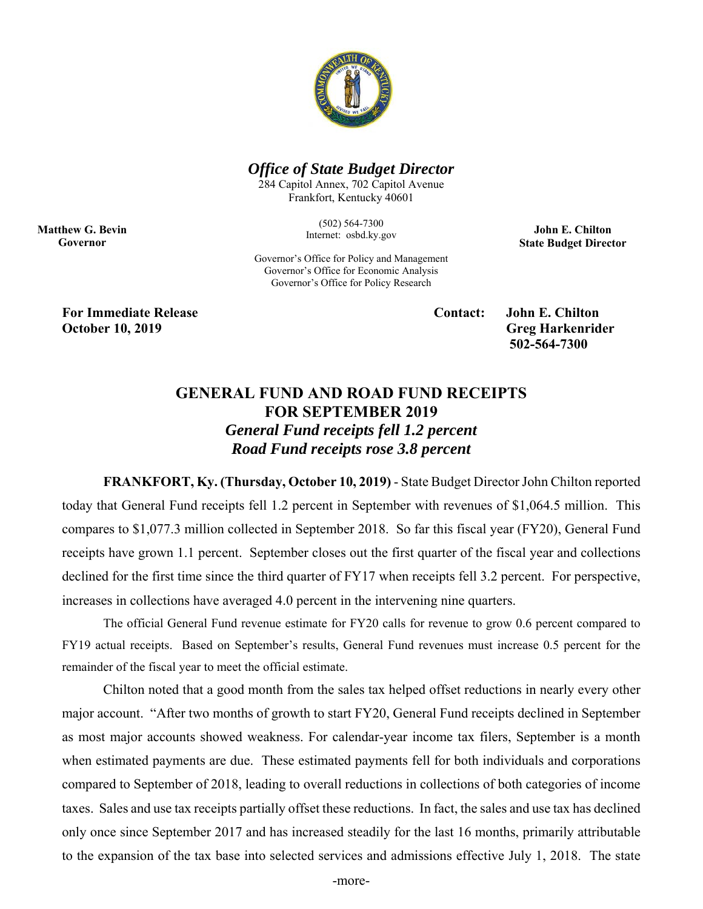## *Office of State Budget Director*

284 Capitol Annex, 702 Capitol Avenue
Frankfort, Kentucky 40601

(502) 564-7300
Internet: osbd.ky.gov

Governor's Office for Policy and Management
Governor's Office for Economic Analysis
Governor's Office for Policy Research

**Matthew G. Bevin**
**Governor**

**John E. Chilton**
**State Budget Director**

**For Immediate Release**
**October 10, 2019**

**Contact: John E. Chilton**
**Greg Harkenrider**
**502-564-7300**

# GENERAL FUND AND ROAD FUND RECEIPTS FOR SEPTEMBER 2019

## *General Fund receipts fell 1.2 percent*
## *Road Fund receipts rose 3.8 percent*

**FRANKFORT, Ky. (Thursday, October 10, 2019)** - State Budget Director John Chilton reported today that General Fund receipts fell 1.2 percent in September with revenues of $1,064.5 million. This compares to $1,077.3 million collected in September 2018. So far this fiscal year (FY20), General Fund receipts have grown 1.1 percent. September closes out the first quarter of the fiscal year and collections declined for the first time since the third quarter of FY17 when receipts fell 3.2 percent. For perspective, increases in collections have averaged 4.0 percent in the intervening nine quarters.

The official General Fund revenue estimate for FY20 calls for revenue to grow 0.6 percent compared to FY19 actual receipts. Based on September's results, General Fund revenues must increase 0.5 percent for the remainder of the fiscal year to meet the official estimate.

Chilton noted that a good month from the sales tax helped offset reductions in nearly every other major account. "After two months of growth to start FY20, General Fund receipts declined in September as most major accounts showed weakness. For calendar-year income tax filers, September is a month when estimated payments are due. These estimated payments fell for both individuals and corporations compared to September of 2018, leading to overall reductions in collections of both categories of income taxes. Sales and use tax receipts partially offset these reductions. In fact, the sales and use tax has declined only once since September 2017 and has increased steadily for the last 16 months, primarily attributable to the expansion of the tax base into selected services and admissions effective July 1, 2018. The state

-more-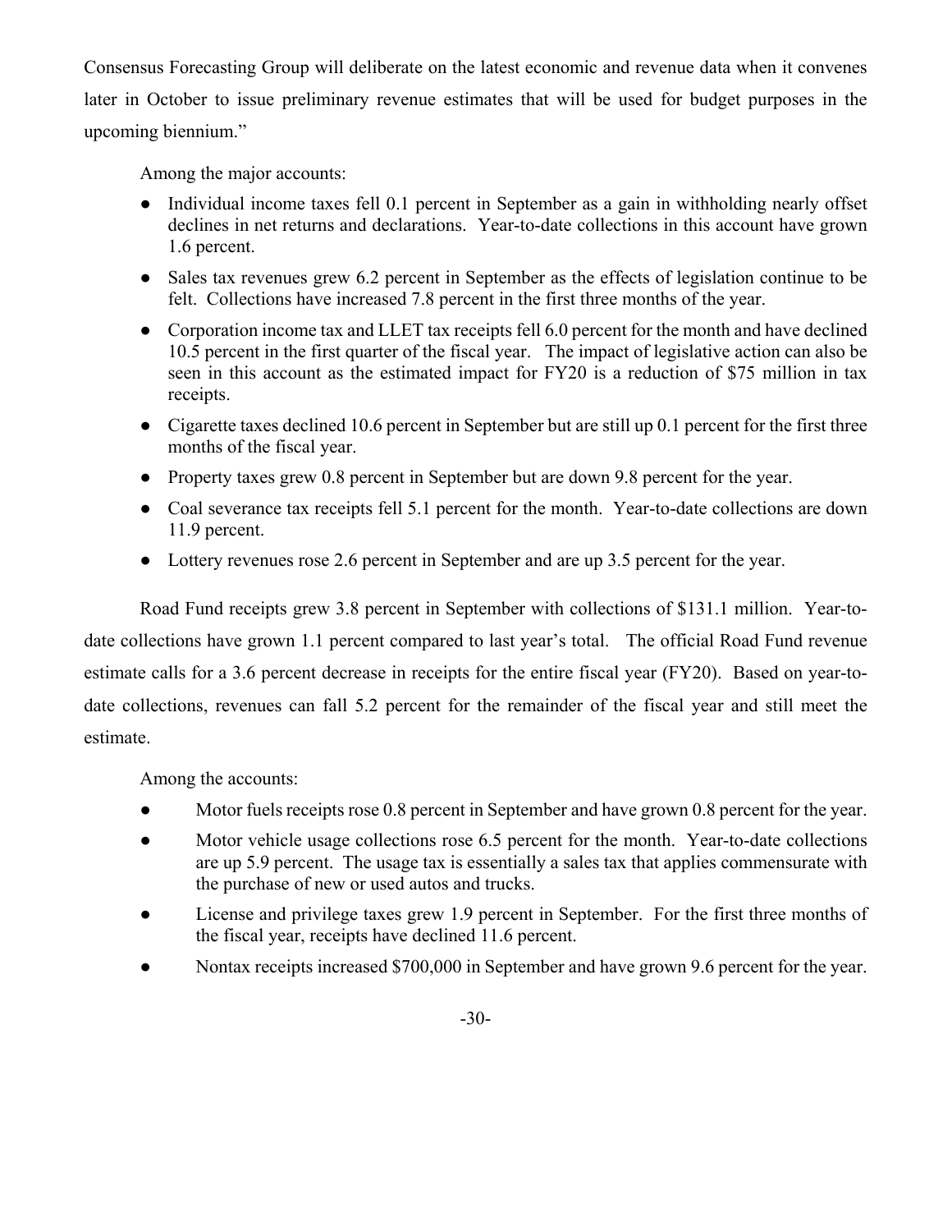Consensus Forecasting Group will deliberate on the latest economic and revenue data when it convenes later in October to issue preliminary revenue estimates that will be used for budget purposes in the upcoming biennium."

Among the major accounts:

- Individual income taxes fell 0.1 percent in September as a gain in withholding nearly offset declines in net returns and declarations. Year-to-date collections in this account have grown 1.6 percent.
- Sales tax revenues grew 6.2 percent in September as the effects of legislation continue to be felt. Collections have increased 7.8 percent in the first three months of the year.
- Corporation income tax and LLET tax receipts fell 6.0 percent for the month and have declined 10.5 percent in the first quarter of the fiscal year. The impact of legislative action can also be seen in this account as the estimated impact for FY20 is a reduction of $75 million in tax receipts.
- Cigarette taxes declined 10.6 percent in September but are still up 0.1 percent for the first three months of the fiscal year.
- Property taxes grew 0.8 percent in September but are down 9.8 percent for the year.
- Coal severance tax receipts fell 5.1 percent for the month. Year-to-date collections are down 11.9 percent.
- Lottery revenues rose 2.6 percent in September and are up 3.5 percent for the year.

Road Fund receipts grew 3.8 percent in September with collections of $131.1 million. Year-to-date collections have grown 1.1 percent compared to last year's total. The official Road Fund revenue estimate calls for a 3.6 percent decrease in receipts for the entire fiscal year (FY20). Based on year-to-date collections, revenues can fall 5.2 percent for the remainder of the fiscal year and still meet the estimate.

Among the accounts:

- Motor fuels receipts rose 0.8 percent in September and have grown 0.8 percent for the year.
- Motor vehicle usage collections rose 6.5 percent for the month. Year-to-date collections are up 5.9 percent. The usage tax is essentially a sales tax that applies commensurate with the purchase of new or used autos and trucks.
- License and privilege taxes grew 1.9 percent in September. For the first three months of the fiscal year, receipts have declined 11.6 percent.
- Nontax receipts increased $700,000 in September and have grown 9.6 percent for the year.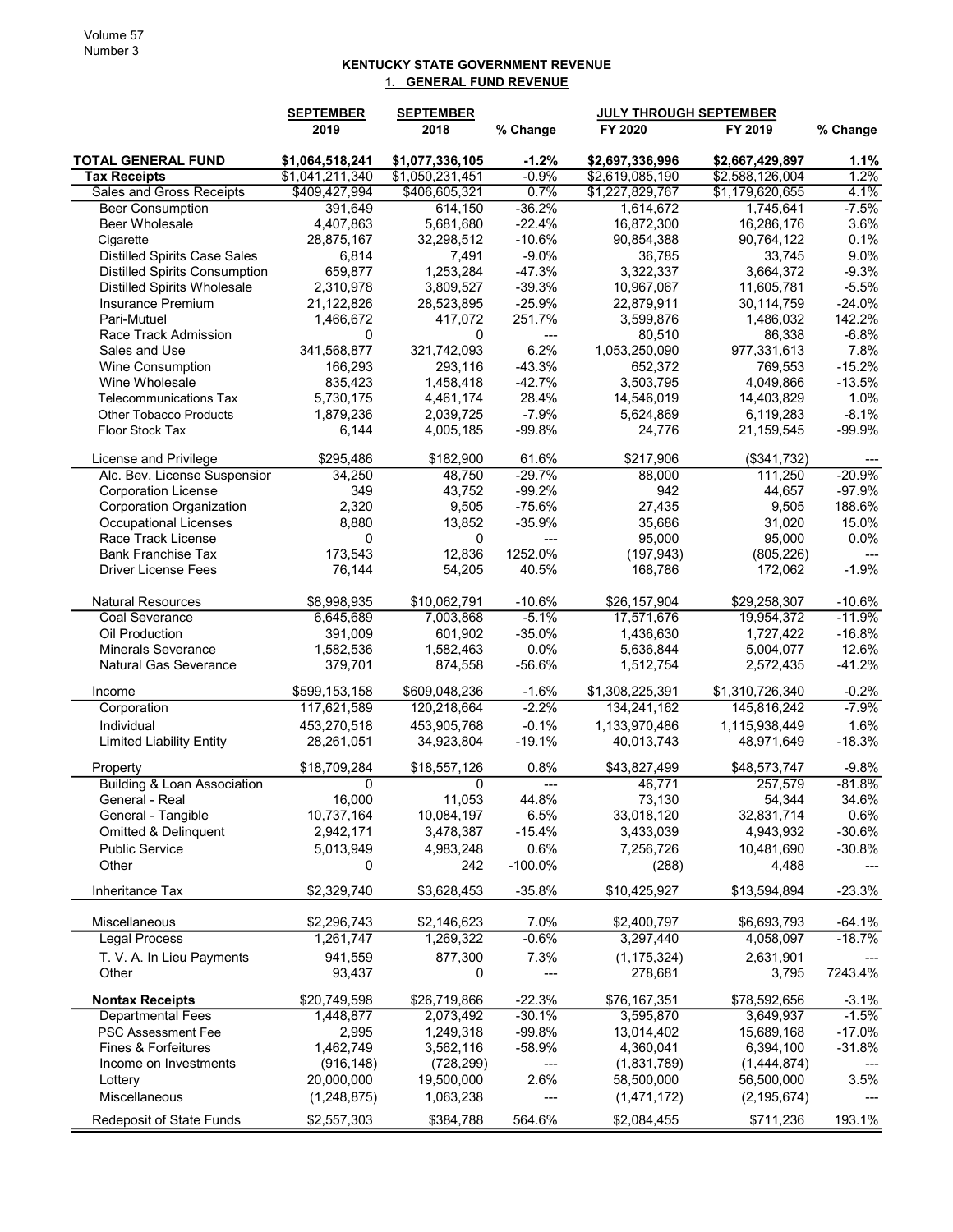## KENTUCKY STATE GOVERNMENT REVENUE

### 1. GENERAL FUND REVENUE

| | SEPTEMBER 2019 | SEPTEMBER 2018 | % Change | JULY THROUGH SEPTEMBER FY 2020 | FY 2019 | % Change |
|---|---|---|---|---|---|---|
| **TOTAL GENERAL FUND** | **$1,064,518,241** | **$1,077,336,105** | **-1.2%** | **$2,697,336,996** | **$2,667,429,897** | **1.1%** |
| **Tax Receipts** | $1,041,211,340 | $1,050,231,451 | -0.9% | $2,619,085,190 | $2,588,126,004 | 1.2% |
| Sales and Gross Receipts | $409,427,994 | $406,605,321 | 0.7% | $1,227,829,767 | $1,179,620,655 | 4.1% |
| Beer Consumption | 391,649 | 614,150 | -36.2% | 1,614,672 | 1,745,641 | -7.5% |
| Beer Wholesale | 4,407,863 | 5,681,680 | -22.4% | 16,872,300 | 16,286,176 | 3.6% |
| Cigarette | 28,875,167 | 32,298,512 | -10.6% | 90,854,388 | 90,764,122 | 0.1% |
| Distilled Spirits Case Sales | 6,814 | 7,491 | -9.0% | 36,785 | 33,745 | 9.0% |
| Distilled Spirits Consumption | 659,877 | 1,253,284 | -47.3% | 3,322,337 | 3,664,372 | -9.3% |
| Distilled Spirits Wholesale | 2,310,978 | 3,809,527 | -39.3% | 10,967,067 | 11,605,781 | -5.5% |
| Insurance Premium | 21,122,826 | 28,523,895 | -25.9% | 22,879,911 | 30,114,759 | -24.0% |
| Pari-Mutuel | 1,466,672 | 417,072 | 251.7% | 3,599,876 | 1,486,032 | 142.2% |
| Race Track Admission | 0 | 0 | --- | 80,510 | 86,338 | -6.8% |
| Sales and Use | 341,568,877 | 321,742,093 | 6.2% | 1,053,250,090 | 977,331,613 | 7.8% |
| Wine Consumption | 166,293 | 293,116 | -43.3% | 652,372 | 769,553 | -15.2% |
| Wine Wholesale | 835,423 | 1,458,418 | -42.7% | 3,503,795 | 4,049,866 | -13.5% |
| Telecommunications Tax | 5,730,175 | 4,461,174 | 28.4% | 14,546,019 | 14,403,829 | 1.0% |
| Other Tobacco Products | 1,879,236 | 2,039,725 | -7.9% | 5,624,869 | 6,119,283 | -8.1% |
| Floor Stock Tax | 6,144 | 4,005,185 | -99.8% | 24,776 | 21,159,545 | -99.9% |
| License and Privilege | $295,486 | $182,900 | 61.6% | $217,906 | ($341,732) | --- |
| Alc. Bev. License Suspensior | 34,250 | 48,750 | -29.7% | 88,000 | 111,250 | -20.9% |
| Corporation License | 349 | 43,752 | -99.2% | 942 | 44,657 | -97.9% |
| Corporation Organization | 2,320 | 9,505 | -75.6% | 27,435 | 9,505 | 188.6% |
| Occupational Licenses | 8,880 | 13,852 | -35.9% | 35,686 | 31,020 | 15.0% |
| Race Track License | 0 | 0 | --- | 95,000 | 95,000 | 0.0% |
| Bank Franchise Tax | 173,543 | 12,836 | 1252.0% | (197,943) | (805,226) | --- |
| Driver License Fees | 76,144 | 54,205 | 40.5% | 168,786 | 172,062 | -1.9% |
| Natural Resources | $8,998,935 | $10,062,791 | -10.6% | $26,157,904 | $29,258,307 | -10.6% |
| Coal Severance | 6,645,689 | 7,003,868 | -5.1% | 17,571,676 | 19,954,372 | -11.9% |
| Oil Production | 391,009 | 601,902 | -35.0% | 1,436,630 | 1,727,422 | -16.8% |
| Minerals Severance | 1,582,536 | 1,582,463 | 0.0% | 5,636,844 | 5,004,077 | 12.6% |
| Natural Gas Severance | 379,701 | 874,558 | -56.6% | 1,512,754 | 2,572,435 | -41.2% |
| Income | $599,153,158 | $609,048,236 | -1.6% | $1,308,225,391 | $1,310,726,340 | -0.2% |
| Corporation | 117,621,589 | 120,218,664 | -2.2% | 134,241,162 | 145,816,242 | -7.9% |
| Individual | 453,270,518 | 453,905,768 | -0.1% | 1,133,970,486 | 1,115,938,449 | 1.6% |
| Limited Liability Entity | 28,261,051 | 34,923,804 | -19.1% | 40,013,743 | 48,971,649 | -18.3% |
| Property | $18,709,284 | $18,557,126 | 0.8% | $43,827,499 | $48,573,747 | -9.8% |
| Building & Loan Association | 0 | 0 | --- | 46,771 | 257,579 | -81.8% |
| General - Real | 16,000 | 11,053 | 44.8% | 73,130 | 54,344 | 34.6% |
| General - Tangible | 10,737,164 | 10,084,197 | 6.5% | 33,018,120 | 32,831,714 | 0.6% |
| Omitted & Delinquent | 2,942,171 | 3,478,387 | -15.4% | 3,433,039 | 4,943,932 | -30.6% |
| Public Service | 5,013,949 | 4,983,248 | 0.6% | 7,256,726 | 10,481,690 | -30.8% |
| Other | 0 | 242 | -100.0% | (288) | 4,488 | --- |
| Inheritance Tax | $2,329,740 | $3,628,453 | -35.8% | $10,425,927 | $13,594,894 | -23.3% |
| Miscellaneous | $2,296,743 | $2,146,623 | 7.0% | $2,400,797 | $6,693,793 | -64.1% |
| Legal Process | 1,261,747 | 1,269,322 | -0.6% | 3,297,440 | 4,058,097 | -18.7% |
| T. V. A. In Lieu Payments | 941,559 | 877,300 | 7.3% | (1,175,324) | 2,631,901 | --- |
| Other | 93,437 | 0 | --- | 278,681 | 3,795 | 7243.4% |
| **Nontax Receipts** | $20,749,598 | $26,719,866 | -22.3% | $76,167,351 | $78,592,656 | -3.1% |
| Departmental Fees | 1,448,877 | 2,073,492 | -30.1% | 3,595,870 | 3,649,937 | -1.5% |
| PSC Assessment Fee | 2,995 | 1,249,318 | -99.8% | 13,014,402 | 15,689,168 | -17.0% |
| Fines & Forfeitures | 1,462,749 | 3,562,116 | -58.9% | 4,360,041 | 6,394,100 | -31.8% |
| Income on Investments | (916,148) | (728,299) | --- | (1,831,789) | (1,444,874) | --- |
| Lottery | 20,000,000 | 19,500,000 | 2.6% | 58,500,000 | 56,500,000 | 3.5% |
| Miscellaneous | (1,248,875) | 1,063,238 | --- | (1,471,172) | (2,195,674) | --- |
| Redeposit of State Funds | $2,557,303 | $384,788 | 564.6% | $2,084,455 | $711,236 | 193.1% |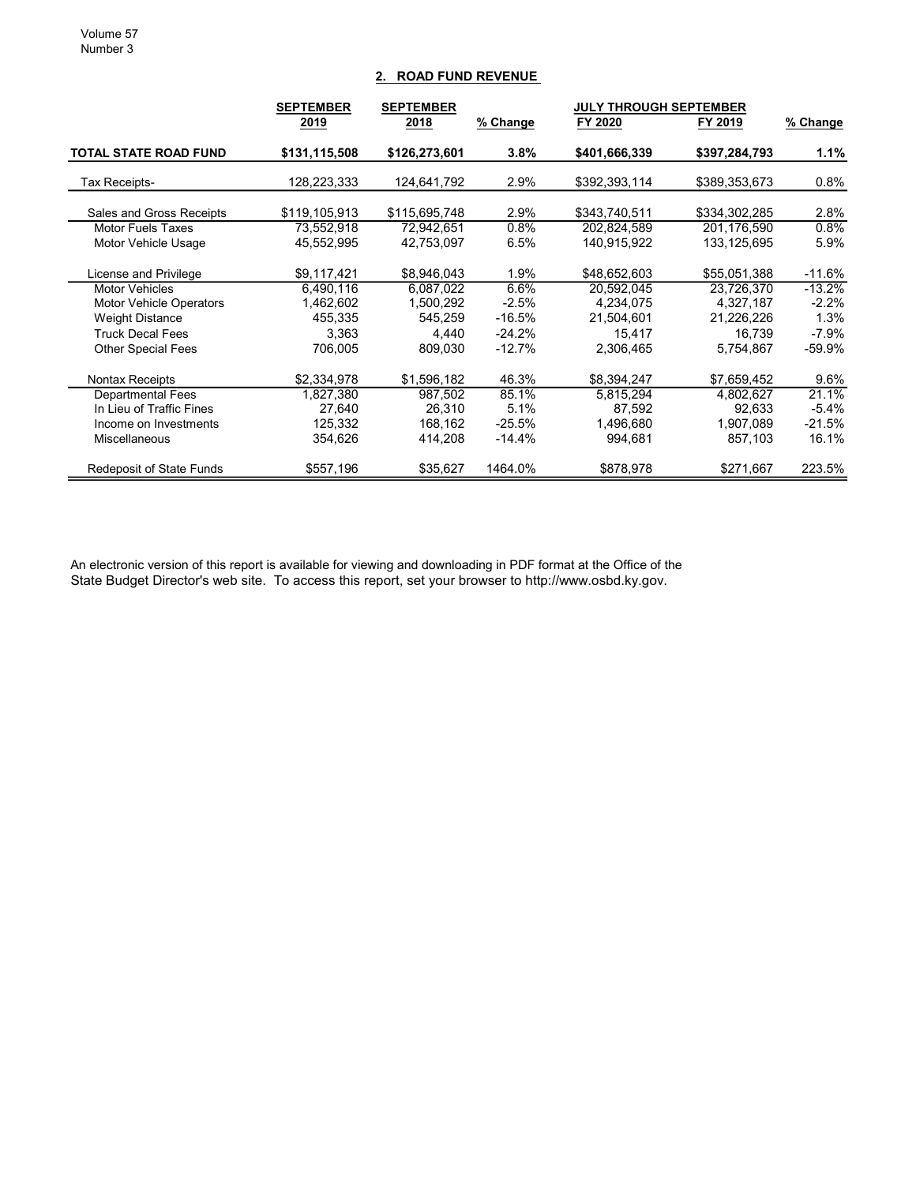## 2. ROAD FUND REVENUE

| | SEPTEMBER 2019 | SEPTEMBER 2018 | % Change | JULY THROUGH SEPTEMBER FY 2020 | FY 2019 | % Change |
|---|---|---|---|---|---|---|
| **TOTAL STATE ROAD FUND** | **$131,115,508** | **$126,273,601** | **3.8%** | **$401,666,339** | **$397,284,793** | **1.1%** |
| Tax Receipts- | 128,223,333 | 124,641,792 | 2.9% | $392,393,114 | $389,353,673 | 0.8% |
| Sales and Gross Receipts | $119,105,913 | $115,695,748 | 2.9% | $343,740,511 | $334,302,285 | 2.8% |
| Motor Fuels Taxes | 73,552,918 | 72,942,651 | 0.8% | 202,824,589 | 201,176,590 | 0.8% |
| Motor Vehicle Usage | 45,552,995 | 42,753,097 | 6.5% | 140,915,922 | 133,125,695 | 5.9% |
| License and Privilege | $9,117,421 | $8,946,043 | 1.9% | $48,652,603 | $55,051,388 | -11.6% |
| Motor Vehicles | 6,490,116 | 6,087,022 | 6.6% | 20,592,045 | 23,726,370 | -13.2% |
| Motor Vehicle Operators | 1,462,602 | 1,500,292 | -2.5% | 4,234,075 | 4,327,187 | -2.2% |
| Weight Distance | 455,335 | 545,259 | -16.5% | 21,504,601 | 21,226,226 | 1.3% |
| Truck Decal Fees | 3,363 | 4,440 | -24.2% | 15,417 | 16,739 | -7.9% |
| Other Special Fees | 706,005 | 809,030 | -12.7% | 2,306,465 | 5,754,867 | -59.9% |
| Nontax Receipts | $2,334,978 | $1,596,182 | 46.3% | $8,394,247 | $7,659,452 | 9.6% |
| Departmental Fees | 1,827,380 | 987,502 | 85.1% | 5,815,294 | 4,802,627 | 21.1% |
| In Lieu of Traffic Fines | 27,640 | 26,310 | 5.1% | 87,592 | 92,633 | -5.4% |
| Income on Investments | 125,332 | 168,162 | -25.5% | 1,496,680 | 1,907,089 | -21.5% |
| Miscellaneous | 354,626 | 414,208 | -14.4% | 994,681 | 857,103 | 16.1% |
| Redeposit of State Funds | $557,196 | $35,627 | 1464.0% | $878,978 | $271,667 | 223.5% |

An electronic version of this report is available for viewing and downloading in PDF format at the Office of the State Budget Director's web site. To access this report, set your browser to http://www.osbd.ky.gov.